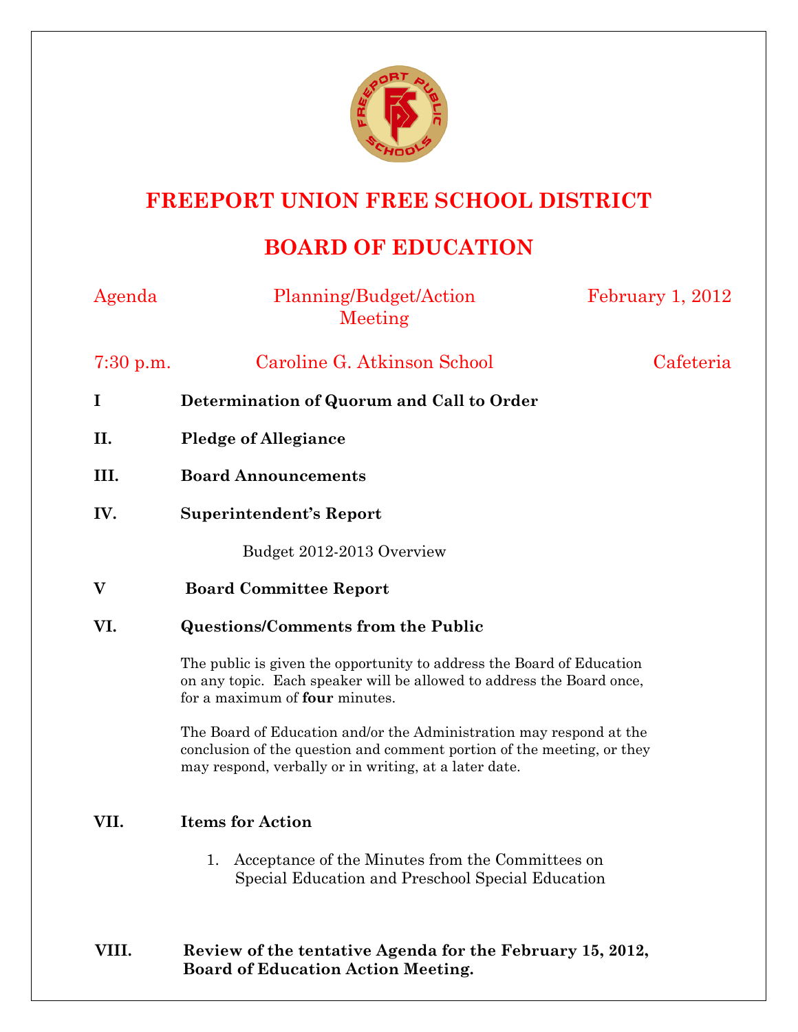# FREEPORT UNION FREE SCHOOL DISTRICT

# BOARD OF EDUCATION

Agenda | Planning/Budget/Action Meeting | February 1, 2012

7:30 p.m. | Caroline G. Atkinson School | Cafeteria

**I Determination of Quorum and Call to Order**

**II. Pledge of Allegiance**

**III. Board Announcements**

**IV. Superintendent's Report**

Budget 2012-2013 Overview

**V Board Committee Report**

**VI. Questions/Comments from the Public**

The public is given the opportunity to address the Board of Education on any topic. Each speaker will be allowed to address the Board once, for a maximum of **four** minutes.

The Board of Education and/or the Administration may respond at the conclusion of the question and comment portion of the meeting, or they may respond, verbally or in writing, at a later date.

**VII. Items for Action**

1. Acceptance of the Minutes from the Committees on Special Education and Preschool Special Education

**VIII. Review of the tentative Agenda for the February 15, 2012, Board of Education Action Meeting.**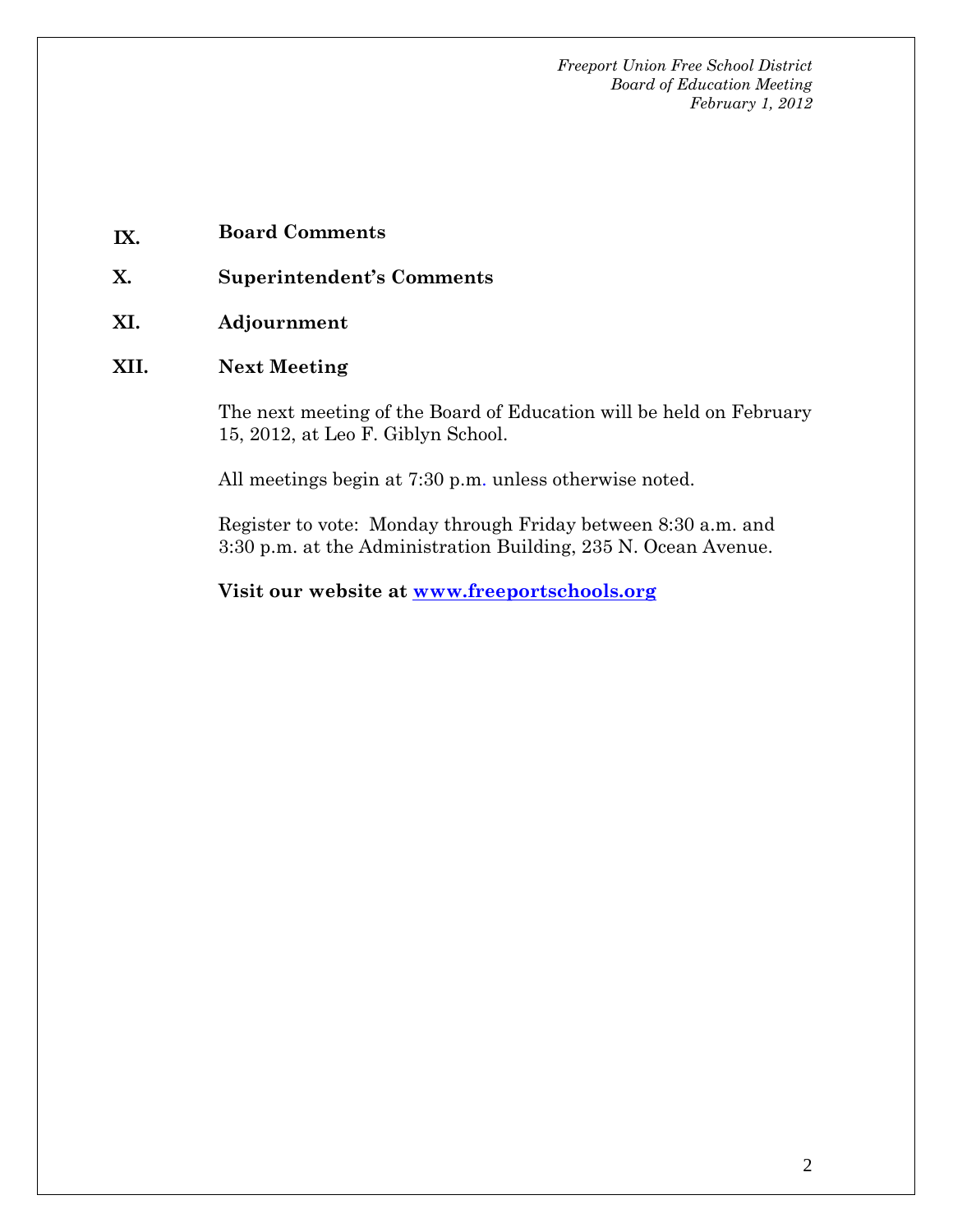## IX. Board Comments

## X. Superintendent's Comments

## XI. Adjournment

## XII. Next Meeting

The next meeting of the Board of Education will be held on February 15, 2012, at Leo F. Giblyn School.

All meetings begin at 7:30 p.m. unless otherwise noted.

Register to vote: Monday through Friday between 8:30 a.m. and 3:30 p.m. at the Administration Building, 235 N. Ocean Avenue.

**Visit our website at [www.freeportschools.org](http://www.freeportschools.org)**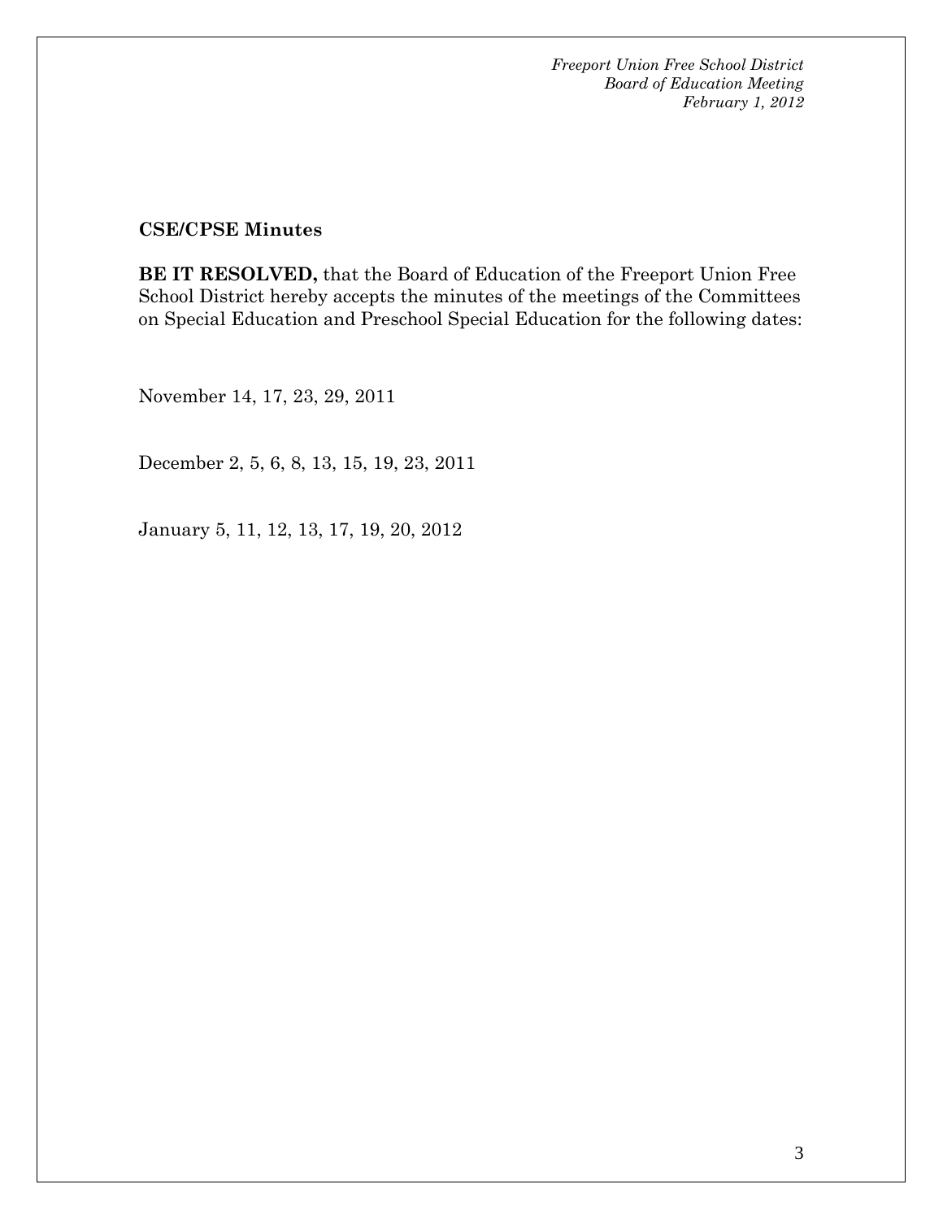**CSE/CPSE Minutes**

**BE IT RESOLVED,** that the Board of Education of the Freeport Union Free School District hereby accepts the minutes of the meetings of the Committees on Special Education and Preschool Special Education for the following dates:

November 14, 17, 23, 29, 2011

December 2, 5, 6, 8, 13, 15, 19, 23, 2011

January 5, 11, 12, 13, 17, 19, 20, 2012